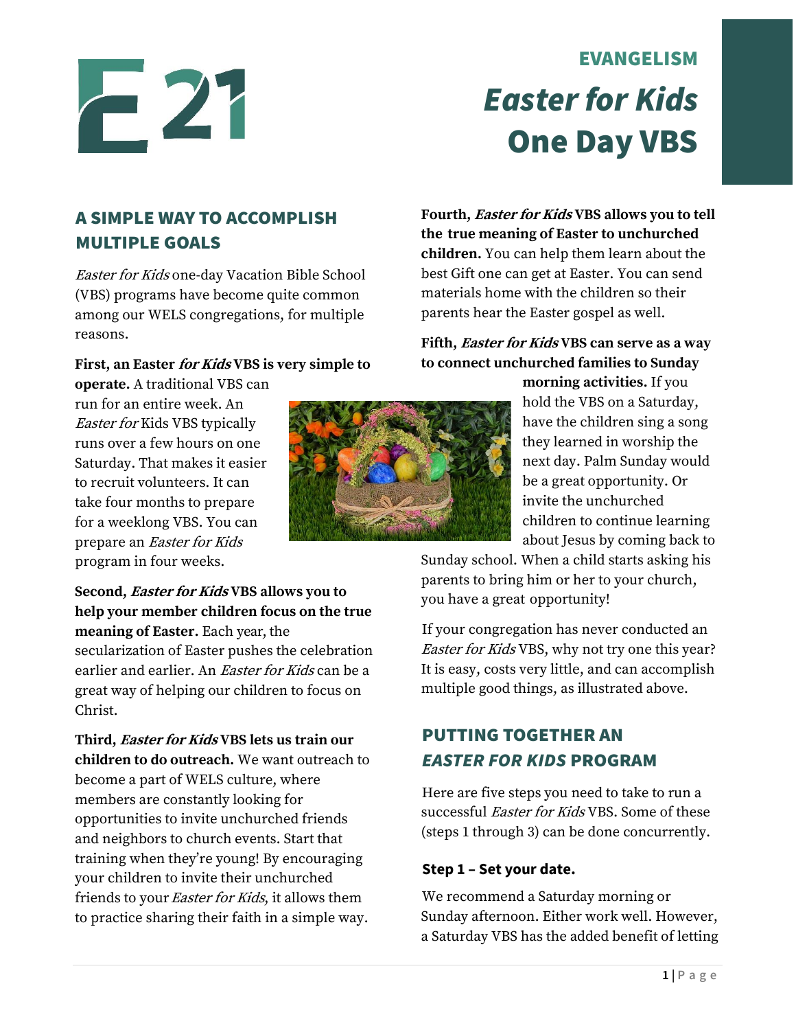# EVANGELISM

# *Easter for Kids* One Day VBS

## A SIMPLE WAY TO ACCOMPLISH MULTIPLE GOALS

*Easter for Kids* one-day Vacation Bible School (VBS) programs have become quite common among our WELS congregations, for multiple reasons.

**First, an Easter *for Kids* VBS is very simple to operate.** A traditional VBS can run for an entire week. An *Easter for* Kids VBS typically runs over a few hours on one Saturday. That makes it easier to recruit volunteers. It can take four months to prepare for a weeklong VBS. You can prepare an *Easter for Kids* program in four weeks.

**Second, *Easter for Kids* VBS allows you to help your member children focus on the true meaning of Easter.** Each year, the secularization of Easter pushes the celebration earlier and earlier. An *Easter for Kids* can be a great way of helping our children to focus on Christ.

**Third, *Easter for Kids* VBS lets us train our children to do outreach.** We want outreach to become a part of WELS culture, where members are constantly looking for opportunities to invite unchurched friends and neighbors to church events. Start that training when they're young! By encouraging your children to invite their unchurched friends to your *Easter for Kids*, it allows them to practice sharing their faith in a simple way.

**Fourth, *Easter for Kids* VBS allows you to tell the true meaning of Easter to unchurched children.** You can help them learn about the best Gift one can get at Easter. You can send materials home with the children so their parents hear the Easter gospel as well.

**Fifth, *Easter for Kids* VBS can serve as a way to connect unchurched families to Sunday morning activities.** If you hold the VBS on a Saturday, have the children sing a song they learned in worship the next day. Palm Sunday would be a great opportunity. Or invite the unchurched children to continue learning about Jesus by coming back to Sunday school. When a child starts asking his parents to bring him or her to your church, you have a great opportunity!

If your congregation has never conducted an *Easter for Kids* VBS, why not try one this year? It is easy, costs very little, and can accomplish multiple good things, as illustrated above.

## PUTTING TOGETHER AN *EASTER FOR KIDS* PROGRAM

Here are five steps you need to take to run a successful *Easter for Kids* VBS. Some of these (steps 1 through 3) can be done concurrently.

### Step 1 – Set your date.

We recommend a Saturday morning or Sunday afternoon. Either work well. However, a Saturday VBS has the added benefit of letting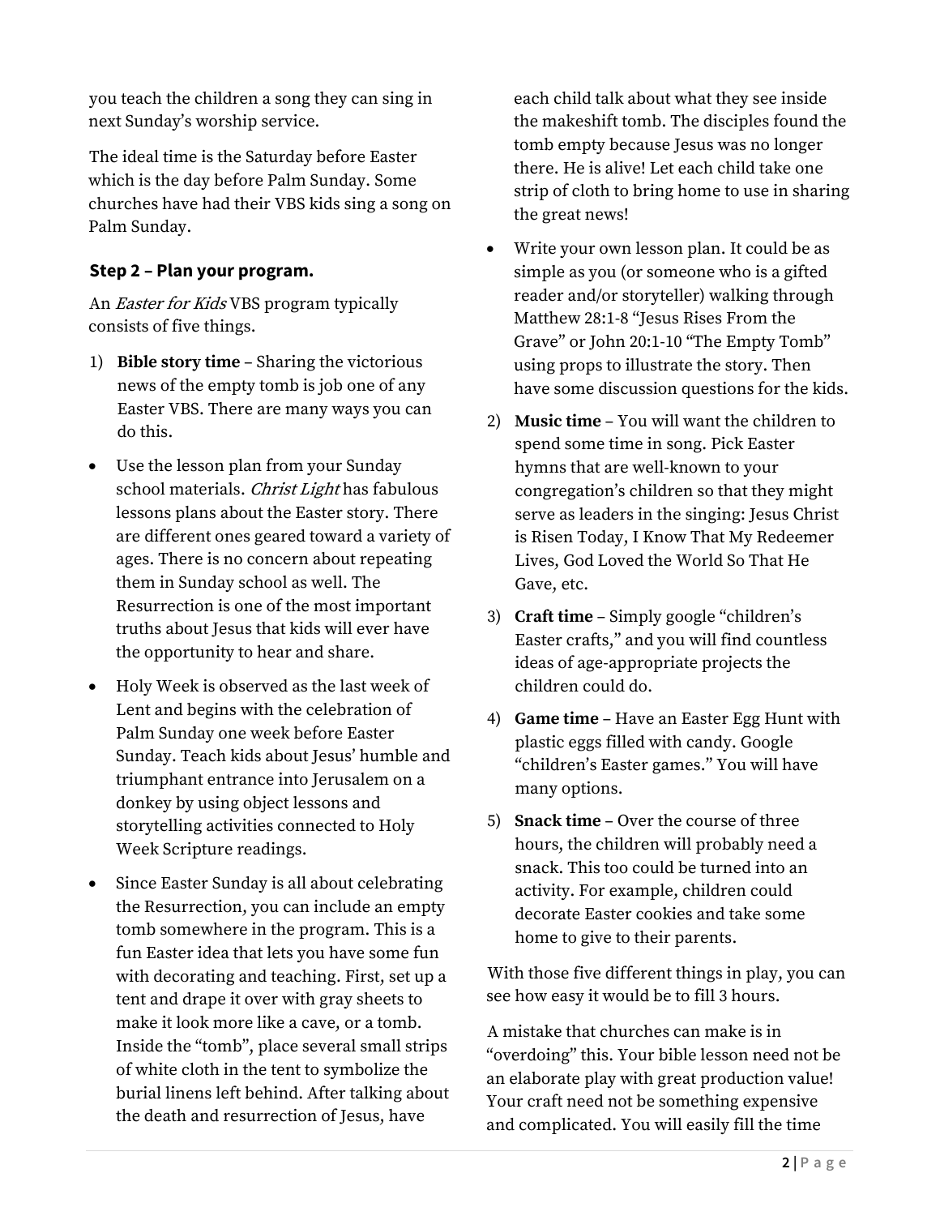you teach the children a song they can sing in next Sunday's worship service.

The ideal time is the Saturday before Easter which is the day before Palm Sunday. Some churches have had their VBS kids sing a song on Palm Sunday.

### Step 2 – Plan your program.

An *Easter for Kids* VBS program typically consists of five things.

1) **Bible story time** – Sharing the victorious news of the empty tomb is job one of any Easter VBS. There are many ways you can do this.

- Use the lesson plan from your Sunday school materials. *Christ Light* has fabulous lessons plans about the Easter story. There are different ones geared toward a variety of ages. There is no concern about repeating them in Sunday school as well. The Resurrection is one of the most important truths about Jesus that kids will ever have the opportunity to hear and share.
- Holy Week is observed as the last week of Lent and begins with the celebration of Palm Sunday one week before Easter Sunday. Teach kids about Jesus' humble and triumphant entrance into Jerusalem on a donkey by using object lessons and storytelling activities connected to Holy Week Scripture readings.
- Since Easter Sunday is all about celebrating the Resurrection, you can include an empty tomb somewhere in the program. This is a fun Easter idea that lets you have some fun with decorating and teaching. First, set up a tent and drape it over with gray sheets to make it look more like a cave, or a tomb. Inside the "tomb", place several small strips of white cloth in the tent to symbolize the burial linens left behind. After talking about the death and resurrection of Jesus, have each child talk about what they see inside the makeshift tomb. The disciples found the tomb empty because Jesus was no longer there. He is alive! Let each child take one strip of cloth to bring home to use in sharing the great news!
- Write your own lesson plan. It could be as simple as you (or someone who is a gifted reader and/or storyteller) walking through Matthew 28:1-8 "Jesus Rises From the Grave" or John 20:1-10 "The Empty Tomb" using props to illustrate the story. Then have some discussion questions for the kids.

2) **Music time** – You will want the children to spend some time in song. Pick Easter hymns that are well-known to your congregation's children so that they might serve as leaders in the singing: Jesus Christ is Risen Today, I Know That My Redeemer Lives, God Loved the World So That He Gave, etc.

3) **Craft time** – Simply google "children's Easter crafts," and you will find countless ideas of age-appropriate projects the children could do.

4) **Game time** – Have an Easter Egg Hunt with plastic eggs filled with candy. Google "children's Easter games." You will have many options.

5) **Snack time** – Over the course of three hours, the children will probably need a snack. This too could be turned into an activity. For example, children could decorate Easter cookies and take some home to give to their parents.

With those five different things in play, you can see how easy it would be to fill 3 hours.

A mistake that churches can make is in "overdoing" this. Your bible lesson need not be an elaborate play with great production value! Your craft need not be something expensive and complicated. You will easily fill the time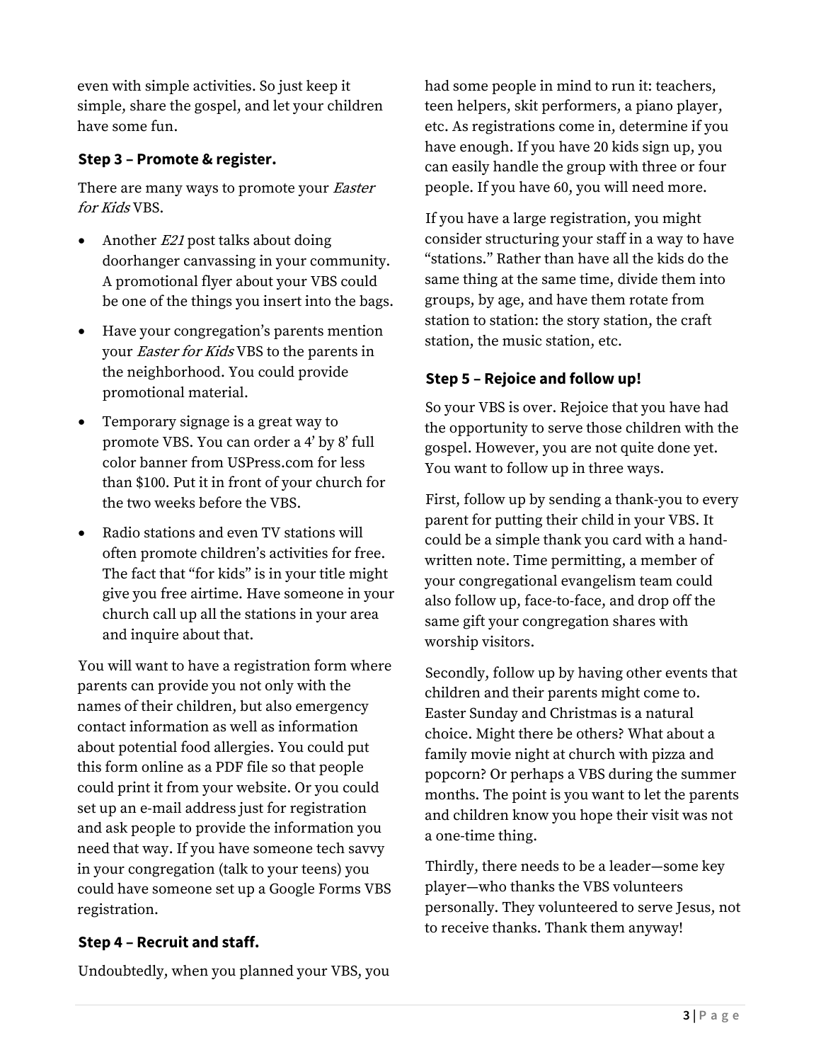even with simple activities. So just keep it simple, share the gospel, and let your children have some fun.

### Step 3 – Promote & register.

There are many ways to promote your *Easter for Kids* VBS.

- Another *E21* post talks about doing doorhanger canvassing in your community. A promotional flyer about your VBS could be one of the things you insert into the bags.
- Have your congregation's parents mention your *Easter for Kids* VBS to the parents in the neighborhood. You could provide promotional material.
- Temporary signage is a great way to promote VBS. You can order a 4' by 8' full color banner from USPress.com for less than $100. Put it in front of your church for the two weeks before the VBS.
- Radio stations and even TV stations will often promote children's activities for free. The fact that "for kids" is in your title might give you free airtime. Have someone in your church call up all the stations in your area and inquire about that.

You will want to have a registration form where parents can provide you not only with the names of their children, but also emergency contact information as well as information about potential food allergies. You could put this form online as a PDF file so that people could print it from your website. Or you could set up an e-mail address just for registration and ask people to provide the information you need that way. If you have someone tech savvy in your congregation (talk to your teens) you could have someone set up a Google Forms VBS registration.

### Step 4 – Recruit and staff.

Undoubtedly, when you planned your VBS, you had some people in mind to run it: teachers, teen helpers, skit performers, a piano player, etc. As registrations come in, determine if you have enough. If you have 20 kids sign up, you can easily handle the group with three or four people. If you have 60, you will need more.

If you have a large registration, you might consider structuring your staff in a way to have "stations." Rather than have all the kids do the same thing at the same time, divide them into groups, by age, and have them rotate from station to station: the story station, the craft station, the music station, etc.

### Step 5 – Rejoice and follow up!

So your VBS is over. Rejoice that you have had the opportunity to serve those children with the gospel. However, you are not quite done yet. You want to follow up in three ways.

First, follow up by sending a thank-you to every parent for putting their child in your VBS. It could be a simple thank you card with a hand-written note. Time permitting, a member of your congregational evangelism team could also follow up, face-to-face, and drop off the same gift your congregation shares with worship visitors.

Secondly, follow up by having other events that children and their parents might come to. Easter Sunday and Christmas is a natural choice. Might there be others? What about a family movie night at church with pizza and popcorn? Or perhaps a VBS during the summer months. The point is you want to let the parents and children know you hope their visit was not a one-time thing.

Thirdly, there needs to be a leader—some key player—who thanks the VBS volunteers personally. They volunteered to serve Jesus, not to receive thanks. Thank them anyway!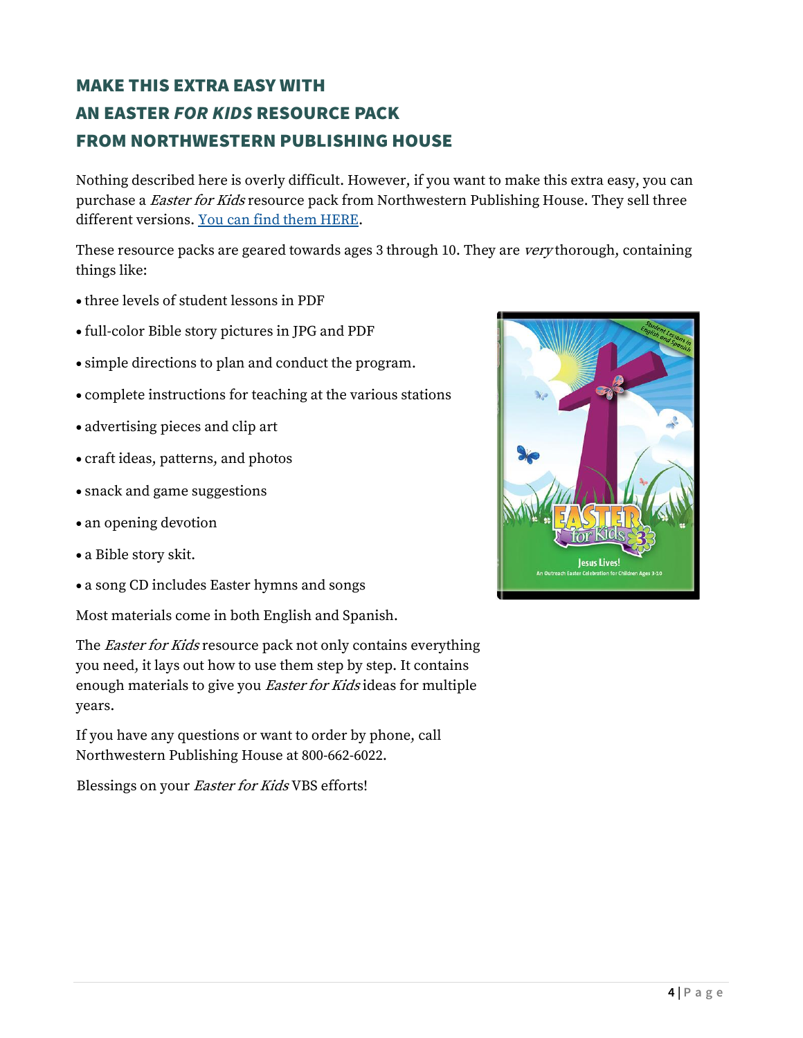## MAKE THIS EXTRA EASY WITH AN EASTER *FOR KIDS* RESOURCE PACK FROM NORTHWESTERN PUBLISHING HOUSE

Nothing described here is overly difficult. However, if you want to make this extra easy, you can purchase a *Easter for Kids* resource pack from Northwestern Publishing House. They sell three different versions. You can find them HERE.

These resource packs are geared towards ages 3 through 10. They are *very* thorough, containing things like:

- three levels of student lessons in PDF
- full-color Bible story pictures in JPG and PDF
- simple directions to plan and conduct the program.
- complete instructions for teaching at the various stations
- advertising pieces and clip art
- craft ideas, patterns, and photos
- snack and game suggestions
- an opening devotion
- a Bible story skit.
- a song CD includes Easter hymns and songs

Most materials come in both English and Spanish.

The *Easter for Kids* resource pack not only contains everything you need, it lays out how to use them step by step. It contains enough materials to give you *Easter for Kids* ideas for multiple years.

If you have any questions or want to order by phone, call Northwestern Publishing House at 800-662-6022.

Blessings on your *Easter for Kids* VBS efforts!